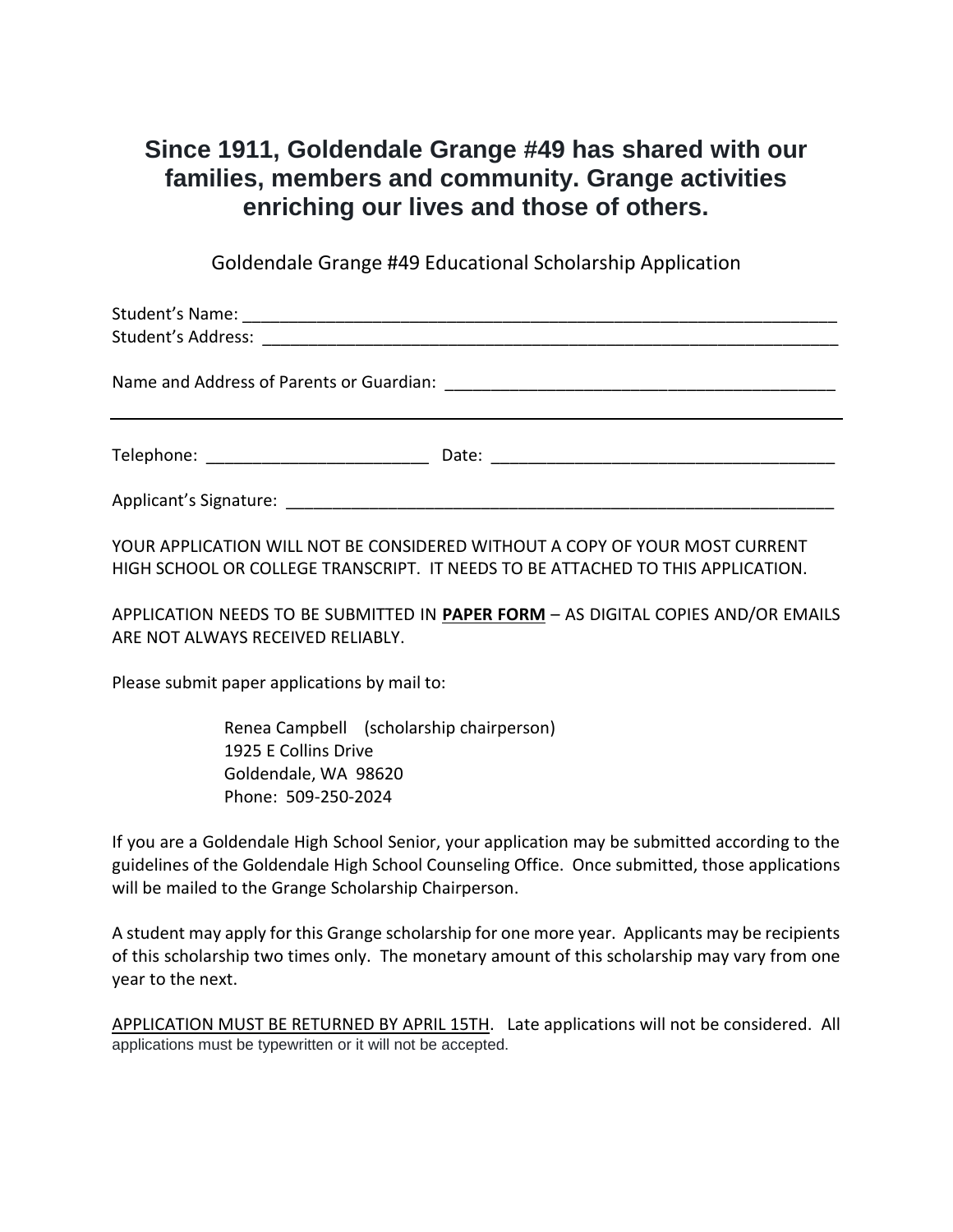# Since 1911, Goldendale Grange #49 has shared with our families, members and community. Grange activities enriching our lives and those of others.

Goldendale Grange #49 Educational Scholarship Application

Student's Name: ___________________________________________________________________

Student's Address: ________________________________________________________________

Name and Address of Parents or Guardian: ___________________________________________

___________________________________________________________________________________

Telephone: ________________________ Date: ____________________________________

Applicant's Signature: ______________________________________________________________

YOUR APPLICATION WILL NOT BE CONSIDERED WITHOUT A COPY OF YOUR MOST CURRENT HIGH SCHOOL OR COLLEGE TRANSCRIPT. IT NEEDS TO BE ATTACHED TO THIS APPLICATION.

APPLICATION NEEDS TO BE SUBMITTED IN **PAPER FORM** – AS DIGITAL COPIES AND/OR EMAILS ARE NOT ALWAYS RECEIVED RELIABLY.

Please submit paper applications by mail to:

Renea Campbell (scholarship chairperson)
1925 E Collins Drive
Goldendale, WA 98620
Phone: 509-250-2024

If you are a Goldendale High School Senior, your application may be submitted according to the guidelines of the Goldendale High School Counseling Office. Once submitted, those applications will be mailed to the Grange Scholarship Chairperson.

A student may apply for this Grange scholarship for one more year. Applicants may be recipients of this scholarship two times only. The monetary amount of this scholarship may vary from one year to the next.

APPLICATION MUST BE RETURNED BY APRIL 15TH. Late applications will not be considered. All applications must be typewritten or it will not be accepted.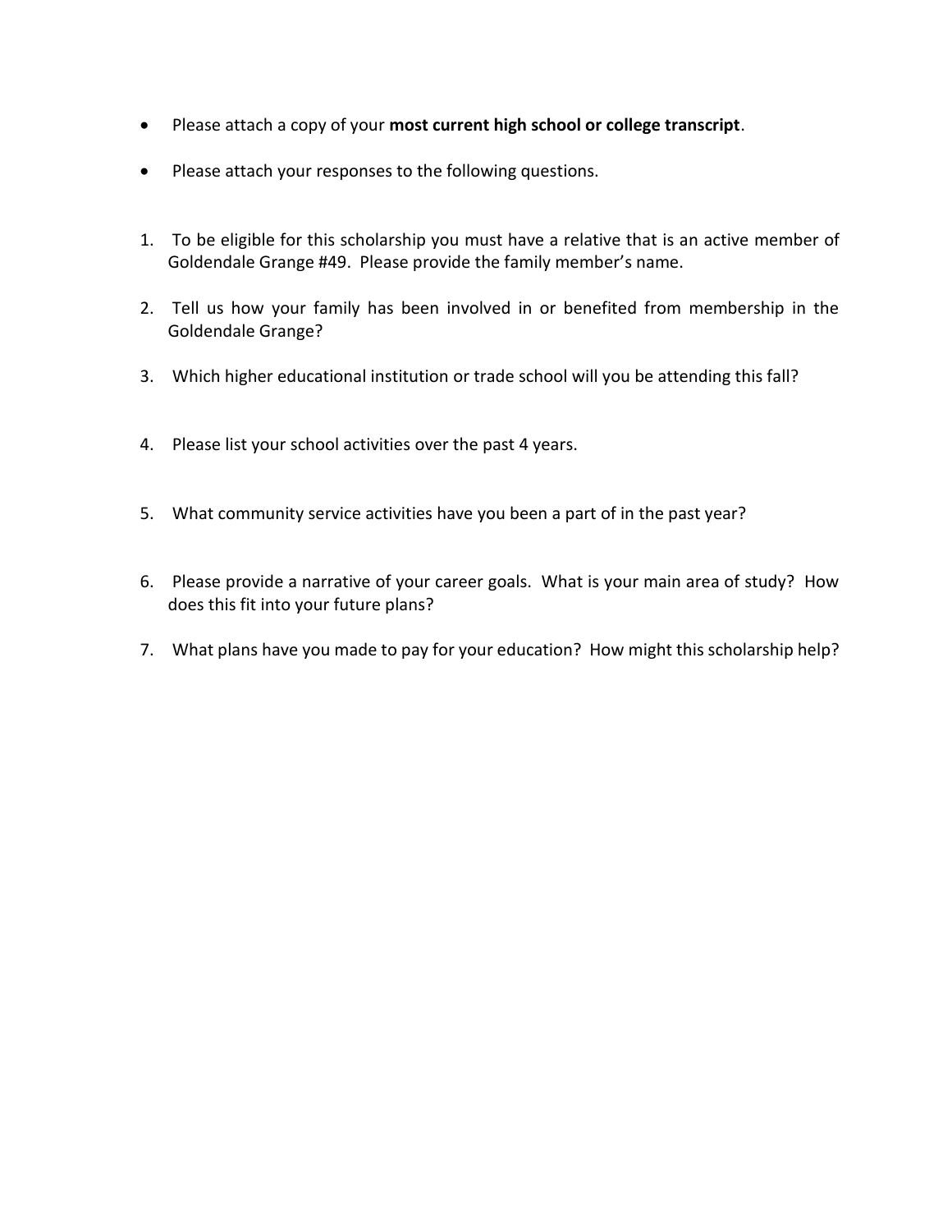- Please attach a copy of your **most current high school or college transcript**.
- Please attach your responses to the following questions.

1. To be eligible for this scholarship you must have a relative that is an active member of Goldendale Grange #49. Please provide the family member's name.
2. Tell us how your family has been involved in or benefited from membership in the Goldendale Grange?
3. Which higher educational institution or trade school will you be attending this fall?
4. Please list your school activities over the past 4 years.
5. What community service activities have you been a part of in the past year?
6. Please provide a narrative of your career goals. What is your main area of study? How does this fit into your future plans?
7. What plans have you made to pay for your education? How might this scholarship help?